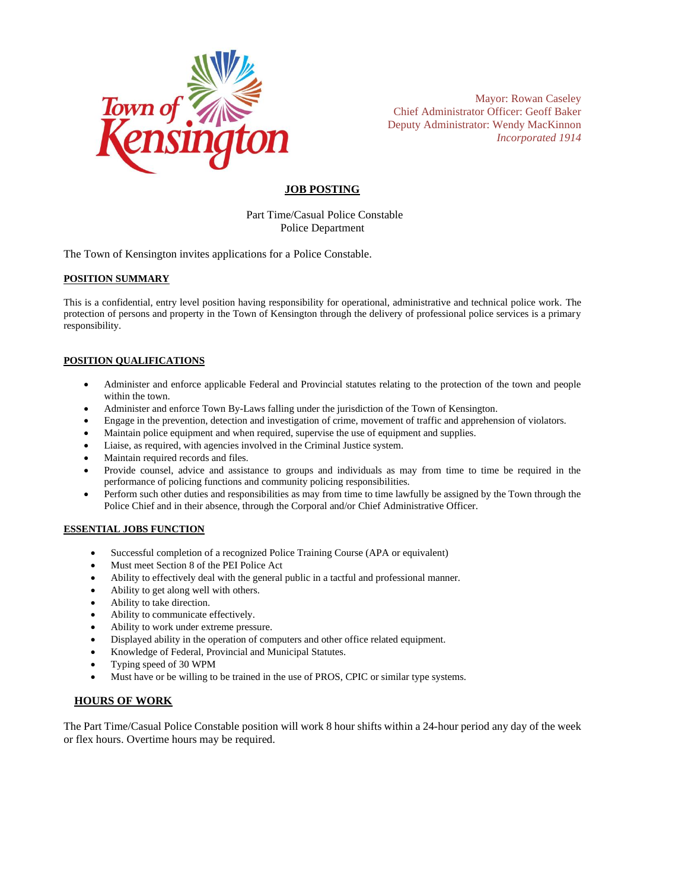Town of Kensington

Mayor: Rowan Caseley
Chief Administrator Officer: Geoff Baker
Deputy Administrator: Wendy MacKinnon
*Incorporated 1914*

# JOB POSTING

Part Time/Casual Police Constable
Police Department

The Town of Kensington invites applications for a Police Constable.

## POSITION SUMMARY

This is a confidential, entry level position having responsibility for operational, administrative and technical police work. The protection of persons and property in the Town of Kensington through the delivery of professional police services is a primary responsibility.

## POSITION QUALIFICATIONS

- Administer and enforce applicable Federal and Provincial statutes relating to the protection of the town and people within the town.
- Administer and enforce Town By-Laws falling under the jurisdiction of the Town of Kensington.
- Engage in the prevention, detection and investigation of crime, movement of traffic and apprehension of violators.
- Maintain police equipment and when required, supervise the use of equipment and supplies.
- Liaise, as required, with agencies involved in the Criminal Justice system.
- Maintain required records and files.
- Provide counsel, advice and assistance to groups and individuals as may from time to time be required in the performance of policing functions and community policing responsibilities.
- Perform such other duties and responsibilities as may from time to time lawfully be assigned by the Town through the Police Chief and in their absence, through the Corporal and/or Chief Administrative Officer.

## ESSENTIAL JOBS FUNCTION

- Successful completion of a recognized Police Training Course (APA or equivalent)
- Must meet Section 8 of the PEI Police Act
- Ability to effectively deal with the general public in a tactful and professional manner.
- Ability to get along well with others.
- Ability to take direction.
- Ability to communicate effectively.
- Ability to work under extreme pressure.
- Displayed ability in the operation of computers and other office related equipment.
- Knowledge of Federal, Provincial and Municipal Statutes.
- Typing speed of 30 WPM
- Must have or be willing to be trained in the use of PROS, CPIC or similar type systems.

## HOURS OF WORK

The Part Time/Casual Police Constable position will work 8 hour shifts within a 24-hour period any day of the week or flex hours. Overtime hours may be required.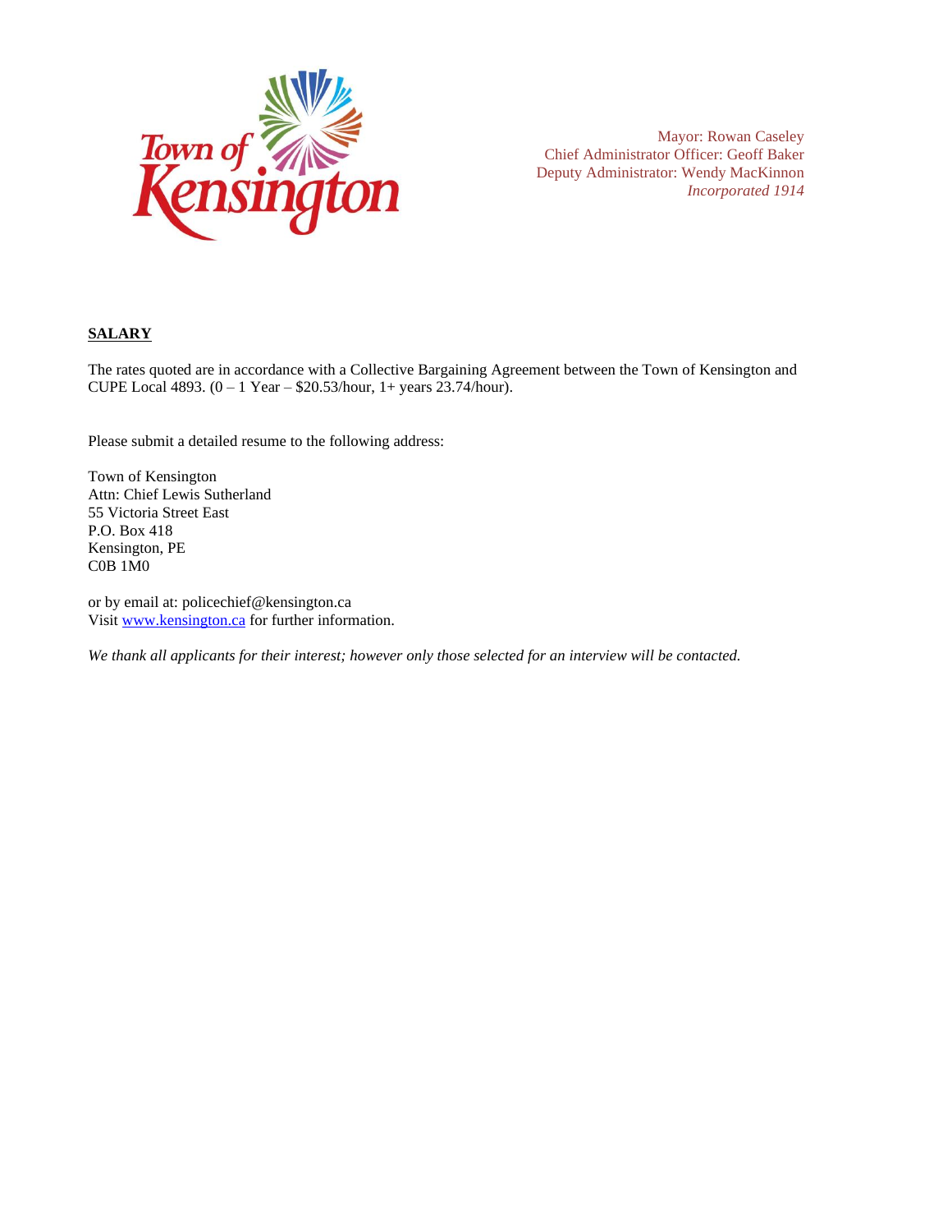Mayor: Rowan Caseley
Chief Administrator Officer: Geoff Baker
Deputy Administrator: Wendy MacKinnon
*Incorporated 1914*

**SALARY**

The rates quoted are in accordance with a Collective Bargaining Agreement between the Town of Kensington and CUPE Local 4893. (0 – 1 Year – $20.53/hour, 1+ years 23.74/hour).

Please submit a detailed resume to the following address:

Town of Kensington
Attn: Chief Lewis Sutherland
55 Victoria Street East
P.O. Box 418
Kensington, PE
C0B 1M0

or by email at: policechief@kensington.ca
Visit [www.kensington.ca](http://www.kensington.ca) for further information.

*We thank all applicants for their interest; however only those selected for an interview will be contacted.*